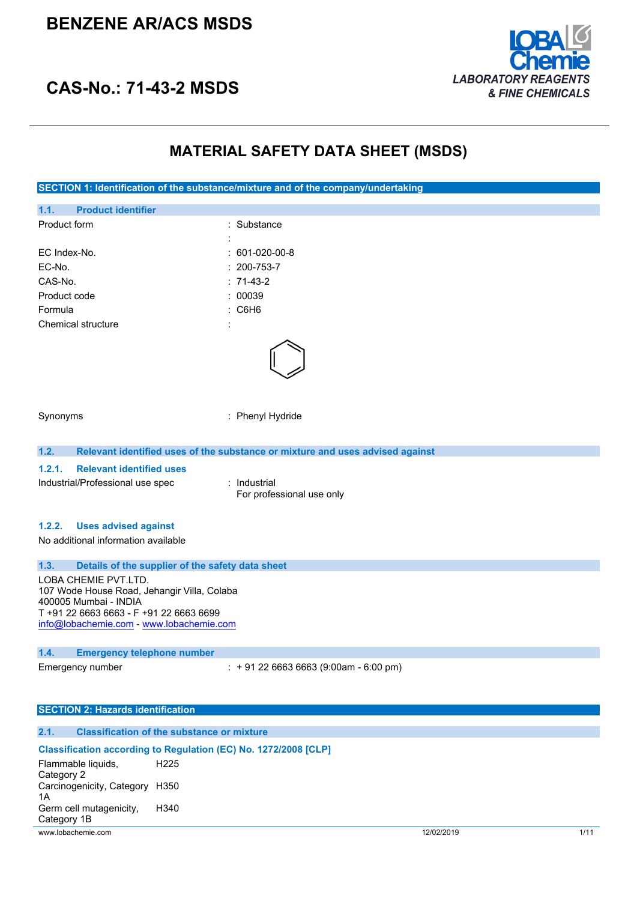# BENZENE AR/ACS MSDS

# CAS-No.: 71-43-2 MSDS

LOBA Chemie
LABORATORY REAGENTS & FINE CHEMICALS

## MATERIAL SAFETY DATA SHEET (MSDS)

### SECTION 1: Identification of the substance/mixture and of the company/undertaking

#### 1.1. Product identifier

| | |
|---|---|
| Product form | : Substance |
| | : |
| EC Index-No. | : 601-020-00-8 |
| EC-No. | : 200-753-7 |
| CAS-No. | : 71-43-2 |
| Product code | : 00039 |
| Formula | : $C_6H_6$ |
| Chemical structure | : |

| | |
|---|---|
| Synonyms | : Phenyl Hydride |

#### 1.2. Relevant identified uses of the substance or mixture and uses advised against

##### 1.2.1. Relevant identified uses

| | |
|---|---|
| Industrial/Professional use spec | : Industrial<br>For professional use only |

##### 1.2.2. Uses advised against

No additional information available

#### 1.3. Details of the supplier of the safety data sheet

LOBA CHEMIE PVT.LTD.
107 Wode House Road, Jehangir Villa, Colaba
400005 Mumbai - INDIA
T +91 22 6663 6663 - F +91 22 6663 6699
info@lobachemie.com - www.lobachemie.com

#### 1.4. Emergency telephone number

| | |
|---|---|
| Emergency number | : + 91 22 6663 6663 (9:00am - 6:00 pm) |

### SECTION 2: Hazards identification

#### 2.1. Classification of the substance or mixture

**Classification according to Regulation (EC) No. 1272/2008 [CLP]**

| | |
|---|---|
| Flammable liquids, Category 2 | H225 |
| Carcinogenicity, Category 1A | H350 |
| Germ cell mutagenicity, Category 1B | H340 |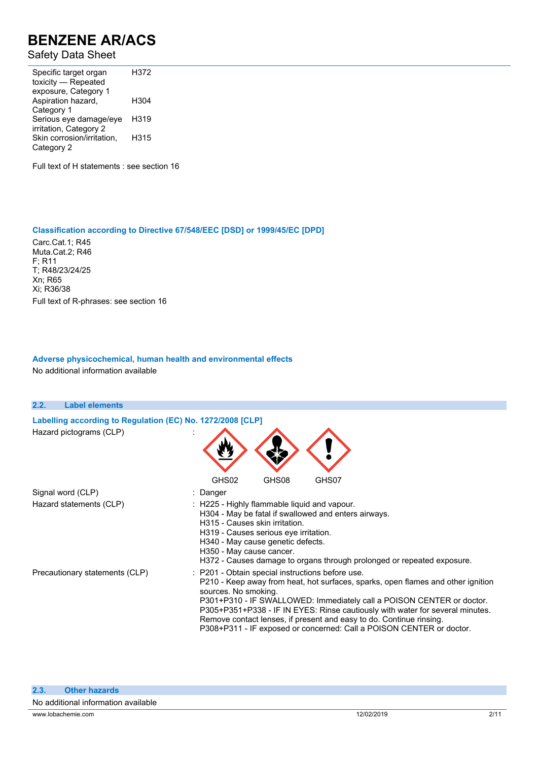| | |
|---|---|
| Specific target organ toxicity — Repeated exposure, Category 1 | H372 |
| Aspiration hazard, Category 1 | H304 |
| Serious eye damage/eye irritation, Category 2 | H319 |
| Skin corrosion/irritation, Category 2 | H315 |

Full text of H statements : see section 16

**Classification according to Directive 67/548/EEC [DSD] or 1999/45/EC [DPD]**

Carc.Cat.1; R45
Muta.Cat.2; R46
F; R11
T; R48/23/24/25
Xn; R65
Xi; R36/38

Full text of R-phrases: see section 16

**Adverse physicochemical, human health and environmental effects**

No additional information available

## 2.2. Label elements

**Labelling according to Regulation (EC) No. 1272/2008 [CLP]**

Hazard pictograms (CLP) : GHS02, GHS08, GHS07

Signal word (CLP) : Danger

Hazard statements (CLP) :
- H225 - Highly flammable liquid and vapour.
- H304 - May be fatal if swallowed and enters airways.
- H315 - Causes skin irritation.
- H319 - Causes serious eye irritation.
- H340 - May cause genetic defects.
- H350 - May cause cancer.
- H372 - Causes damage to organs through prolonged or repeated exposure.

Precautionary statements (CLP) :
- P201 - Obtain special instructions before use.
- P210 - Keep away from heat, hot surfaces, sparks, open flames and other ignition sources. No smoking.
- P301+P310 - IF SWALLOWED: Immediately call a POISON CENTER or doctor.
- P305+P351+P338 - IF IN EYES: Rinse cautiously with water for several minutes. Remove contact lenses, if present and easy to do. Continue rinsing.
- P308+P311 - IF exposed or concerned: Call a POISON CENTER or doctor.

## 2.3. Other hazards

No additional information available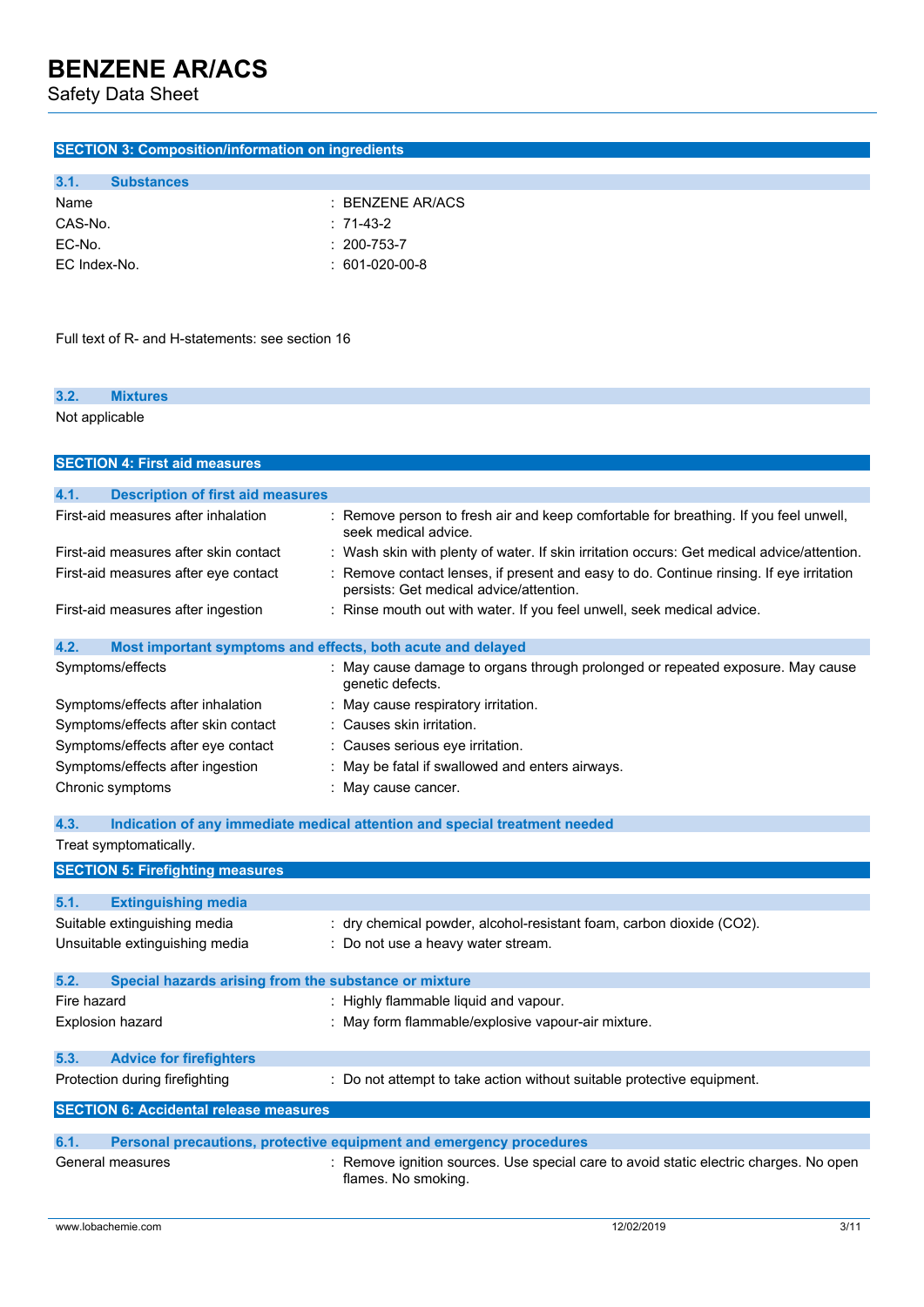## SECTION 3: Composition/information on ingredients

### 3.1. Substances

| | |
|---|---|
| Name | : BENZENE AR/ACS |
| CAS-No. | : 71-43-2 |
| EC-No. | : 200-753-7 |
| EC Index-No. | : 601-020-00-8 |

Full text of R- and H-statements: see section 16

### 3.2. Mixtures

Not applicable

## SECTION 4: First aid measures

### 4.1. Description of first aid measures

| | |
|---|---|
| First-aid measures after inhalation | : Remove person to fresh air and keep comfortable for breathing. If you feel unwell, seek medical advice. |
| First-aid measures after skin contact | : Wash skin with plenty of water. If skin irritation occurs: Get medical advice/attention. |
| First-aid measures after eye contact | : Remove contact lenses, if present and easy to do. Continue rinsing. If eye irritation persists: Get medical advice/attention. |
| First-aid measures after ingestion | : Rinse mouth out with water. If you feel unwell, seek medical advice. |

### 4.2. Most important symptoms and effects, both acute and delayed

| | |
|---|---|
| Symptoms/effects | : May cause damage to organs through prolonged or repeated exposure. May cause genetic defects. |
| Symptoms/effects after inhalation | : May cause respiratory irritation. |
| Symptoms/effects after skin contact | : Causes skin irritation. |
| Symptoms/effects after eye contact | : Causes serious eye irritation. |
| Symptoms/effects after ingestion | : May be fatal if swallowed and enters airways. |
| Chronic symptoms | : May cause cancer. |

### 4.3. Indication of any immediate medical attention and special treatment needed

Treat symptomatically.

## SECTION 5: Firefighting measures

### 5.1. Extinguishing media

| | |
|---|---|
| Suitable extinguishing media | : dry chemical powder, alcohol-resistant foam, carbon dioxide ($CO_2$). |
| Unsuitable extinguishing media | : Do not use a heavy water stream. |

### 5.2. Special hazards arising from the substance or mixture

| | |
|---|---|
| Fire hazard | : Highly flammable liquid and vapour. |
| Explosion hazard | : May form flammable/explosive vapour-air mixture. |

### 5.3. Advice for firefighters

| | |
|---|---|
| Protection during firefighting | : Do not attempt to take action without suitable protective equipment. |

## SECTION 6: Accidental release measures

### 6.1. Personal precautions, protective equipment and emergency procedures

| | |
|---|---|
| General measures | : Remove ignition sources. Use special care to avoid static electric charges. No open flames. No smoking. |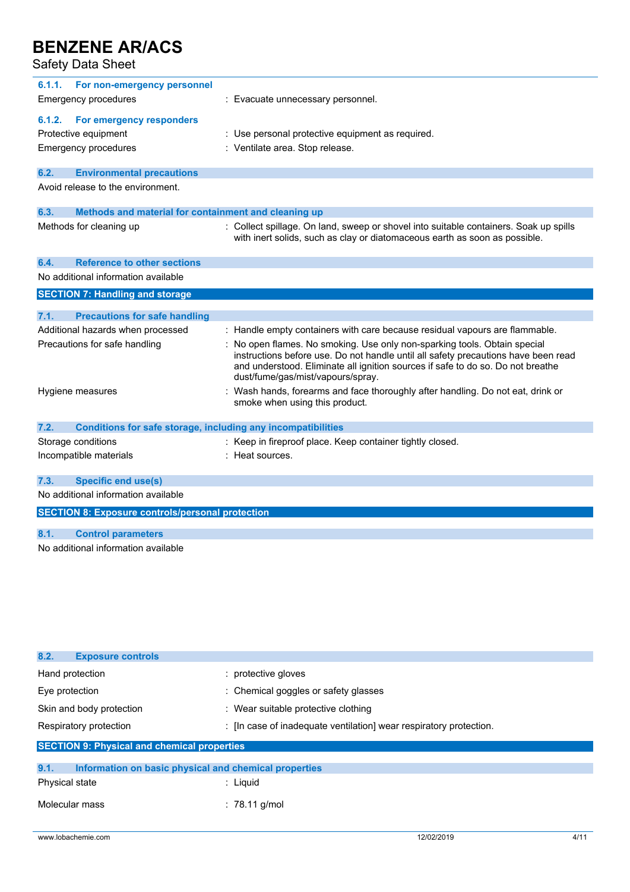#### 6.1.1. For non-emergency personnel

Emergency procedures : Evacuate unnecessary personnel.

#### 6.1.2. For emergency responders

Protective equipment : Use personal protective equipment as required.

Emergency procedures : Ventilate area. Stop release.

### 6.2. Environmental precautions

Avoid release to the environment.

### 6.3. Methods and material for containment and cleaning up

Methods for cleaning up : Collect spillage. On land, sweep or shovel into suitable containers. Soak up spills with inert solids, such as clay or diatomaceous earth as soon as possible.

### 6.4. Reference to other sections

No additional information available

## SECTION 7: Handling and storage

### 7.1. Precautions for safe handling

Additional hazards when processed : Handle empty containers with care because residual vapours are flammable.

Precautions for safe handling : No open flames. No smoking. Use only non-sparking tools. Obtain special instructions before use. Do not handle until all safety precautions have been read and understood. Eliminate all ignition sources if safe to do so. Do not breathe dust/fume/gas/mist/vapours/spray.

Hygiene measures : Wash hands, forearms and face thoroughly after handling. Do not eat, drink or smoke when using this product.

### 7.2. Conditions for safe storage, including any incompatibilities

Storage conditions : Keep in fireproof place. Keep container tightly closed.

Incompatible materials : Heat sources.

### 7.3. Specific end use(s)

No additional information available

## SECTION 8: Exposure controls/personal protection

### 8.1. Control parameters

No additional information available

### 8.2. Exposure controls

Hand protection : protective gloves

Eye protection : Chemical goggles or safety glasses

Skin and body protection : Wear suitable protective clothing

Respiratory protection : [In case of inadequate ventilation] wear respiratory protection.

## SECTION 9: Physical and chemical properties

### 9.1. Information on basic physical and chemical properties

Physical state : Liquid

Molecular mass : 78.11 g/mol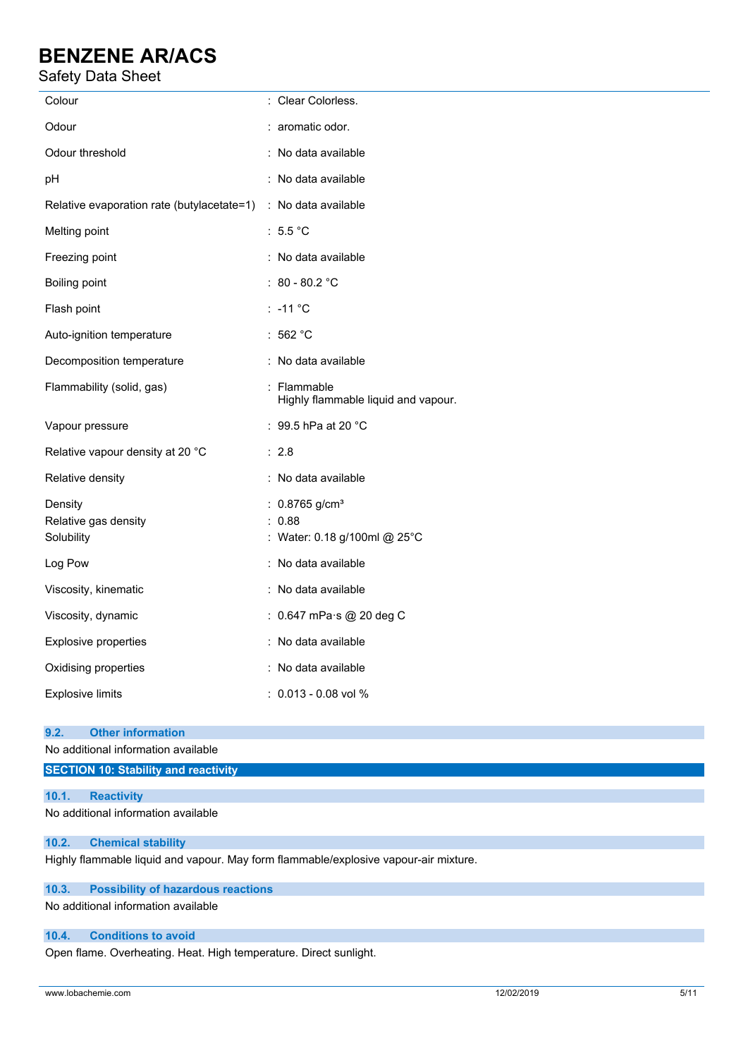| | |
|---|---|
| Colour | : Clear Colorless. |
| Odour | : aromatic odor. |
| Odour threshold | : No data available |
| pH | : No data available |
| Relative evaporation rate (butylacetate=1) | : No data available |
| Melting point | : 5.5 °C |
| Freezing point | : No data available |
| Boiling point | : 80 - 80.2 °C |
| Flash point | : -11 °C |
| Auto-ignition temperature | : 562 °C |
| Decomposition temperature | : No data available |
| Flammability (solid, gas) | : Flammable<br>Highly flammable liquid and vapour. |
| Vapour pressure | : 99.5 hPa at 20 °C |
| Relative vapour density at 20 °C | : 2.8 |
| Relative density | : No data available |
| Density | : 0.8765 g/cm³ |
| Relative gas density | : 0.88 |
| Solubility | : Water: 0.18 g/100ml @ 25°C |
| Log Pow | : No data available |
| Viscosity, kinematic | : No data available |
| Viscosity, dynamic | : 0.647 mPa·s @ 20 deg C |
| Explosive properties | : No data available |
| Oxidising properties | : No data available |
| Explosive limits | : 0.013 - 0.08 vol % |

### 9.2. Other information

No additional information available

## SECTION 10: Stability and reactivity

### 10.1. Reactivity

No additional information available

### 10.2. Chemical stability

Highly flammable liquid and vapour. May form flammable/explosive vapour-air mixture.

### 10.3. Possibility of hazardous reactions

No additional information available

### 10.4. Conditions to avoid

Open flame. Overheating. Heat. High temperature. Direct sunlight.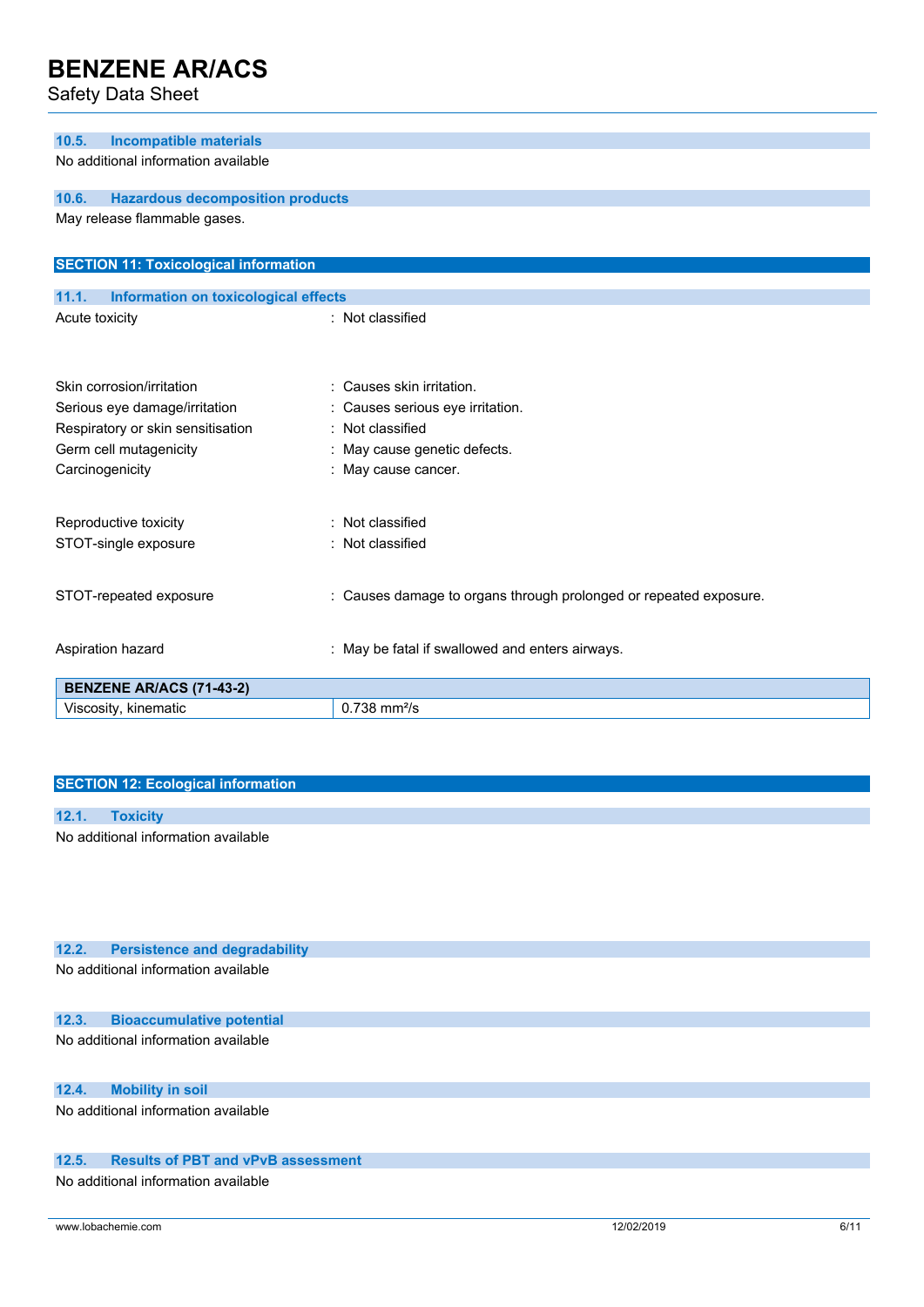### 10.5. Incompatible materials

No additional information available

### 10.6. Hazardous decomposition products

May release flammable gases.

## SECTION 11: Toxicological information

### 11.1. Information on toxicological effects

Acute toxicity : Not classified

Skin corrosion/irritation : Causes skin irritation.

Serious eye damage/irritation : Causes serious eye irritation.

Respiratory or skin sensitisation : Not classified

Germ cell mutagenicity : May cause genetic defects.

Carcinogenicity : May cause cancer.

Reproductive toxicity : Not classified

STOT-single exposure : Not classified

STOT-repeated exposure : Causes damage to organs through prolonged or repeated exposure.

Aspiration hazard : May be fatal if swallowed and enters airways.

| BENZENE AR/ACS (71-43-2) | |
|---|---|
| Viscosity, kinematic | 0.738 mm²/s |

## SECTION 12: Ecological information

### 12.1. Toxicity

No additional information available

### 12.2. Persistence and degradability

No additional information available

### 12.3. Bioaccumulative potential

No additional information available

### 12.4. Mobility in soil

No additional information available

### 12.5. Results of PBT and vPvB assessment

No additional information available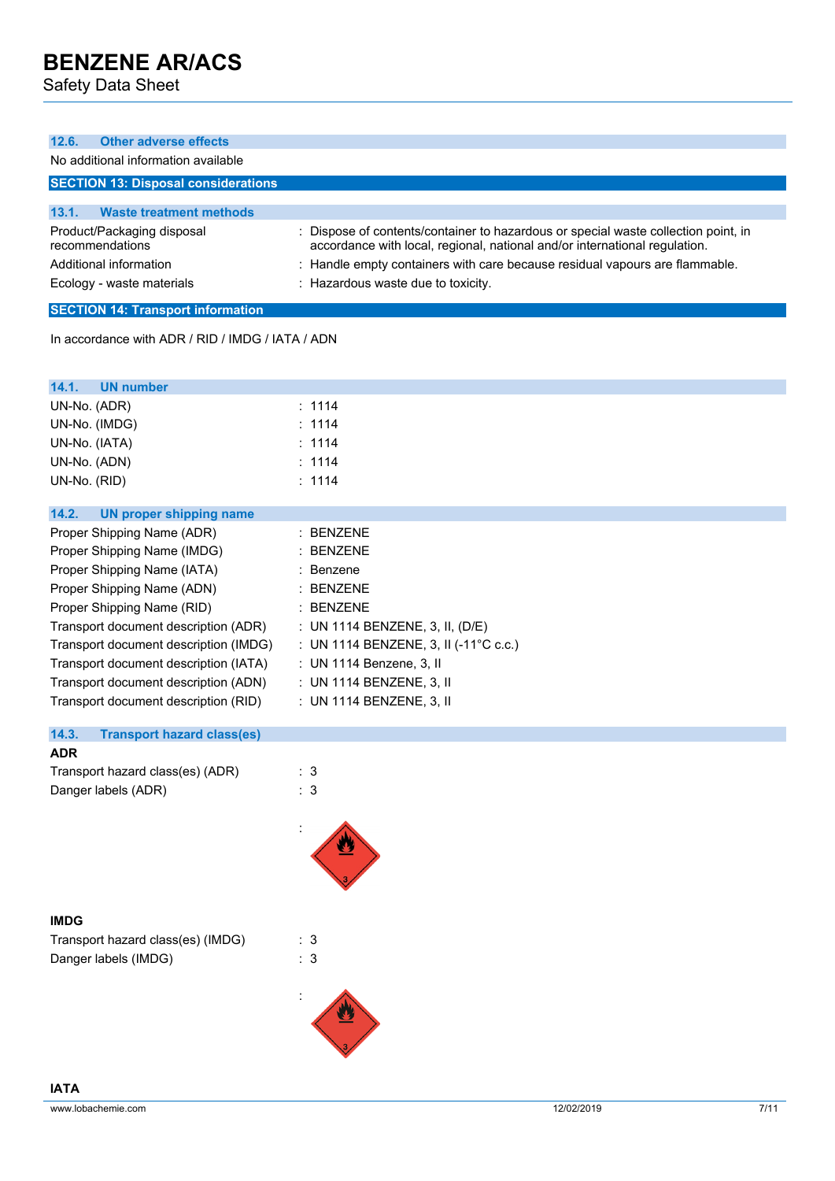### 12.6. Other adverse effects

No additional information available

## SECTION 13: Disposal considerations

### 13.1. Waste treatment methods

| | |
|---|---|
| Product/Packaging disposal recommendations | : Dispose of contents/container to hazardous or special waste collection point, in accordance with local, regional, national and/or international regulation. |
| Additional information | : Handle empty containers with care because residual vapours are flammable. |
| Ecology - waste materials | : Hazardous waste due to toxicity. |

## SECTION 14: Transport information

In accordance with ADR / RID / IMDG / IATA / ADN

### 14.1. UN number

| | |
|---|---|
| UN-No. (ADR) | : 1114 |
| UN-No. (IMDG) | : 1114 |
| UN-No. (IATA) | : 1114 |
| UN-No. (ADN) | : 1114 |
| UN-No. (RID) | : 1114 |

### 14.2. UN proper shipping name

| | |
|---|---|
| Proper Shipping Name (ADR) | : BENZENE |
| Proper Shipping Name (IMDG) | : BENZENE |
| Proper Shipping Name (IATA) | : Benzene |
| Proper Shipping Name (ADN) | : BENZENE |
| Proper Shipping Name (RID) | : BENZENE |
| Transport document description (ADR) | : UN 1114 BENZENE, 3, II, (D/E) |
| Transport document description (IMDG) | : UN 1114 BENZENE, 3, II (-11°C c.c.) |
| Transport document description (IATA) | : UN 1114 Benzene, 3, II |
| Transport document description (ADN) | : UN 1114 BENZENE, 3, II |
| Transport document description (RID) | : UN 1114 BENZENE, 3, II |

### 14.3. Transport hazard class(es)

**ADR**

| | |
|---|---|
| Transport hazard class(es) (ADR) | : 3 |
| Danger labels (ADR) | : 3 |

:

**IMDG**

| | |
|---|---|
| Transport hazard class(es) (IMDG) | : 3 |
| Danger labels (IMDG) | : 3 |

:

**IATA**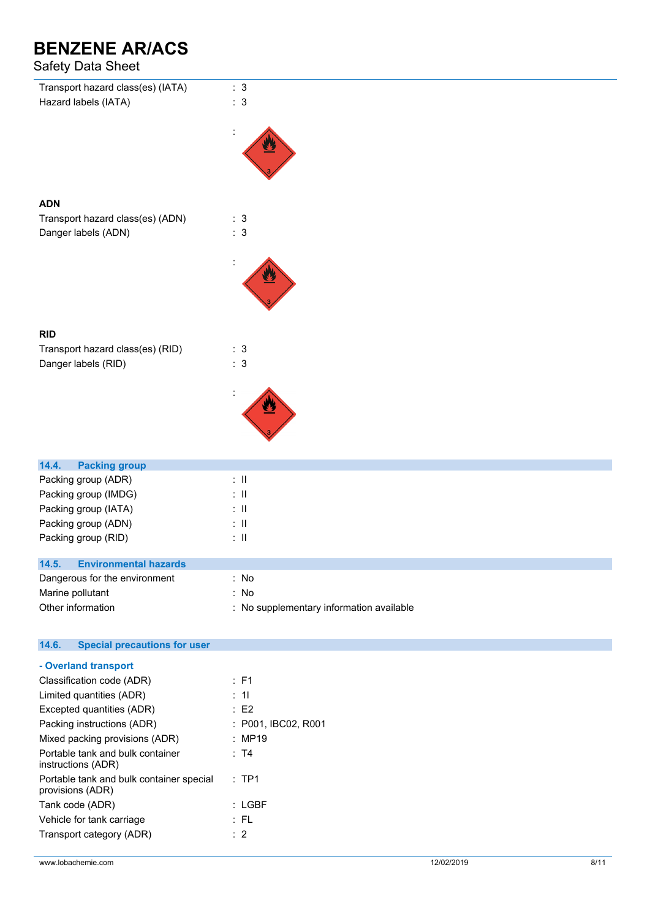Transport hazard class(es) (IATA) : 3

Hazard labels (IATA) : 3

:

**ADN**

Transport hazard class(es) (ADN) : 3

Danger labels (ADN) : 3

:

**RID**

Transport hazard class(es) (RID) : 3

Danger labels (RID) : 3

:

## 14.4. Packing group

Packing group (ADR) : II

Packing group (IMDG) : II

Packing group (IATA) : II

Packing group (ADN) : II

Packing group (RID) : II

## 14.5. Environmental hazards

Dangerous for the environment : No

Marine pollutant : No

Other information : No supplementary information available

## 14.6. Special precautions for user

**- Overland transport**

Classification code (ADR) : F1

Limited quantities (ADR) : 1l

Excepted quantities (ADR) : E2

Packing instructions (ADR) : P001, IBC02, R001

Mixed packing provisions (ADR) : MP19

Portable tank and bulk container instructions (ADR) : T4

Portable tank and bulk container special provisions (ADR) : TP1

Tank code (ADR) : LGBF

Vehicle for tank carriage : FL

Transport category (ADR) : 2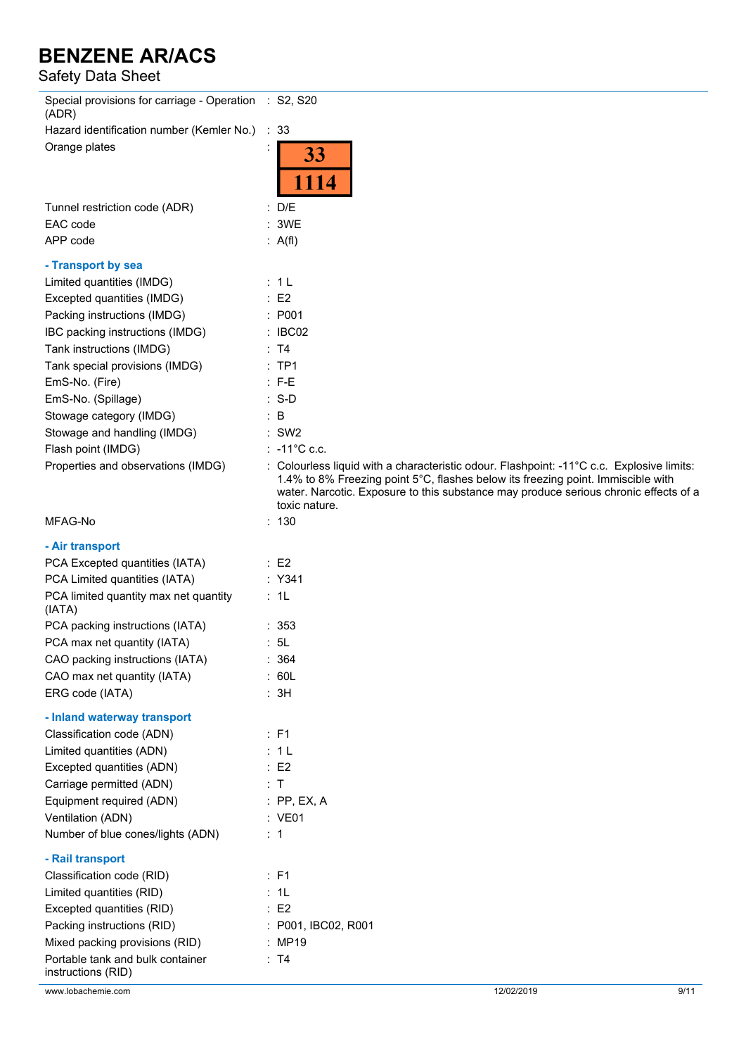| | |
|---|---|
| Special provisions for carriage - Operation (ADR) | : S2, S20 |
| Hazard identification number (Kemler No.) | : 33 |
| Orange plates | : 33 / 1114 |
| Tunnel restriction code (ADR) | : D/E |
| EAC code | : 3WE |
| APP code | : A(fl) |

**- Transport by sea**

| | |
|---|---|
| Limited quantities (IMDG) | : 1 L |
| Excepted quantities (IMDG) | : E2 |
| Packing instructions (IMDG) | : P001 |
| IBC packing instructions (IMDG) | : IBC02 |
| Tank instructions (IMDG) | : T4 |
| Tank special provisions (IMDG) | : TP1 |
| EmS-No. (Fire) | : F-E |
| EmS-No. (Spillage) | : S-D |
| Stowage category (IMDG) | : B |
| Stowage and handling (IMDG) | : SW2 |
| Flash point (IMDG) | : -11°C c.c. |
| Properties and observations (IMDG) | : Colourless liquid with a characteristic odour. Flashpoint: -11°C c.c. Explosive limits: 1.4% to 8% Freezing point 5°C, flashes below its freezing point. Immiscible with water. Narcotic. Exposure to this substance may produce serious chronic effects of a toxic nature. |
| MFAG-No | : 130 |

**- Air transport**

| | |
|---|---|
| PCA Excepted quantities (IATA) | : E2 |
| PCA Limited quantities (IATA) | : Y341 |
| PCA limited quantity max net quantity (IATA) | : 1L |
| PCA packing instructions (IATA) | : 353 |
| PCA max net quantity (IATA) | : 5L |
| CAO packing instructions (IATA) | : 364 |
| CAO max net quantity (IATA) | : 60L |
| ERG code (IATA) | : 3H |

**- Inland waterway transport**

| | |
|---|---|
| Classification code (ADN) | : F1 |
| Limited quantities (ADN) | : 1 L |
| Excepted quantities (ADN) | : E2 |
| Carriage permitted (ADN) | : T |
| Equipment required (ADN) | : PP, EX, A |
| Ventilation (ADN) | : VE01 |
| Number of blue cones/lights (ADN) | : 1 |

**- Rail transport**

| | |
|---|---|
| Classification code (RID) | : F1 |
| Limited quantities (RID) | : 1L |
| Excepted quantities (RID) | : E2 |
| Packing instructions (RID) | : P001, IBC02, R001 |
| Mixed packing provisions (RID) | : MP19 |
| Portable tank and bulk container instructions (RID) | : T4 |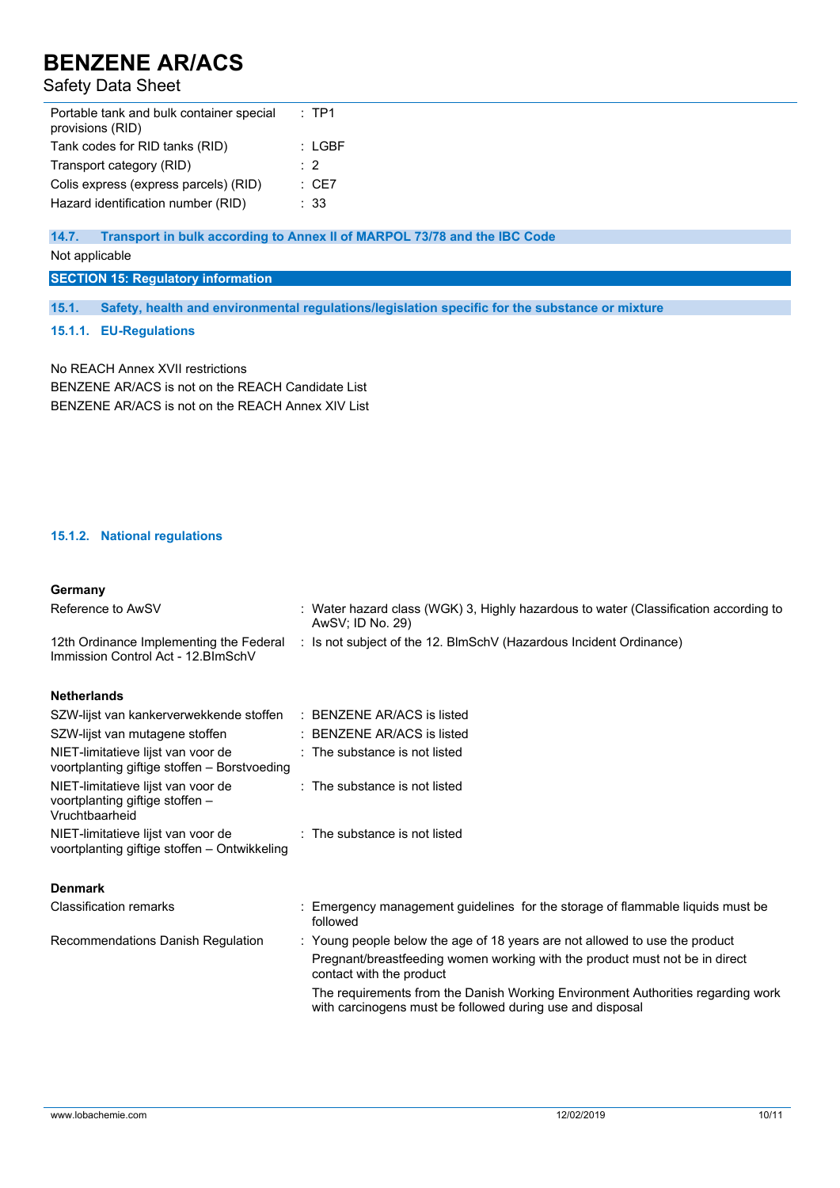| | |
|---|---|
| Portable tank and bulk container special provisions (RID) | : TP1 |
| Tank codes for RID tanks (RID) | : LGBF |
| Transport category (RID) | : 2 |
| Colis express (express parcels) (RID) | : CE7 |
| Hazard identification number (RID) | : 33 |

### 14.7. Transport in bulk according to Annex II of MARPOL 73/78 and the IBC Code

Not applicable

## SECTION 15: Regulatory information

### 15.1. Safety, health and environmental regulations/legislation specific for the substance or mixture

#### 15.1.1. EU-Regulations

No REACH Annex XVII restrictions

BENZENE AR/ACS is not on the REACH Candidate List

BENZENE AR/ACS is not on the REACH Annex XIV List

#### 15.1.2. National regulations

**Germany**

| | |
|---|---|
| Reference to AwSV | : Water hazard class (WGK) 3, Highly hazardous to water (Classification according to AwSV; ID No. 29) |
| 12th Ordinance Implementing the Federal Immission Control Act - 12.BImSchV | : Is not subject of the 12. BlmSchV (Hazardous Incident Ordinance) |

**Netherlands**

| | |
|---|---|
| SZW-lijst van kankerverwekkende stoffen | : BENZENE AR/ACS is listed |
| SZW-lijst van mutagene stoffen | : BENZENE AR/ACS is listed |
| NIET-limitatieve lijst van voor de voortplanting giftige stoffen – Borstvoeding | : The substance is not listed |
| NIET-limitatieve lijst van voor de voortplanting giftige stoffen – Vruchtbaarheid | : The substance is not listed |
| NIET-limitatieve lijst van voor de voortplanting giftige stoffen – Ontwikkeling | : The substance is not listed |

**Denmark**

| | |
|---|---|
| Classification remarks | : Emergency management guidelines for the storage of flammable liquids must be followed |
| Recommendations Danish Regulation | : Young people below the age of 18 years are not allowed to use the product<br>Pregnant/breastfeeding women working with the product must not be in direct contact with the product<br>The requirements from the Danish Working Environment Authorities regarding work with carcinogens must be followed during use and disposal |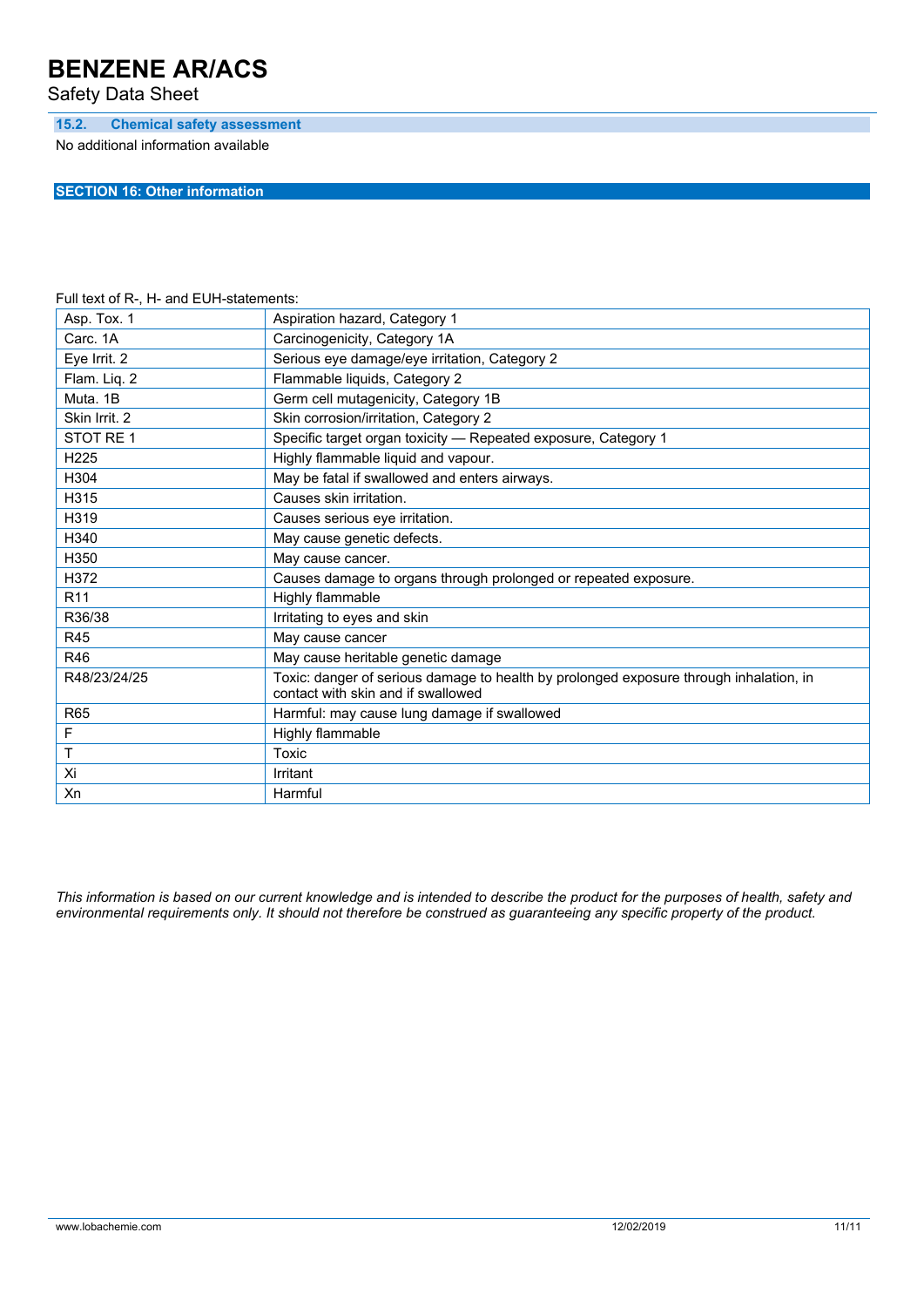### 15.2. Chemical safety assessment

No additional information available

## SECTION 16: Other information

Full text of R-, H- and EUH-statements:

| | |
|---|---|
| Asp. Tox. 1 | Aspiration hazard, Category 1 |
| Carc. 1A | Carcinogenicity, Category 1A |
| Eye Irrit. 2 | Serious eye damage/eye irritation, Category 2 |
| Flam. Liq. 2 | Flammable liquids, Category 2 |
| Muta. 1B | Germ cell mutagenicity, Category 1B |
| Skin Irrit. 2 | Skin corrosion/irritation, Category 2 |
| STOT RE 1 | Specific target organ toxicity — Repeated exposure, Category 1 |
| H225 | Highly flammable liquid and vapour. |
| H304 | May be fatal if swallowed and enters airways. |
| H315 | Causes skin irritation. |
| H319 | Causes serious eye irritation. |
| H340 | May cause genetic defects. |
| H350 | May cause cancer. |
| H372 | Causes damage to organs through prolonged or repeated exposure. |
| R11 | Highly flammable |
| R36/38 | Irritating to eyes and skin |
| R45 | May cause cancer |
| R46 | May cause heritable genetic damage |
| R48/23/24/25 | Toxic: danger of serious damage to health by prolonged exposure through inhalation, in contact with skin and if swallowed |
| R65 | Harmful: may cause lung damage if swallowed |
| F | Highly flammable |
| T | Toxic |
| Xi | Irritant |
| Xn | Harmful |

*This information is based on our current knowledge and is intended to describe the product for the purposes of health, safety and environmental requirements only. It should not therefore be construed as guaranteeing any specific property of the product.*